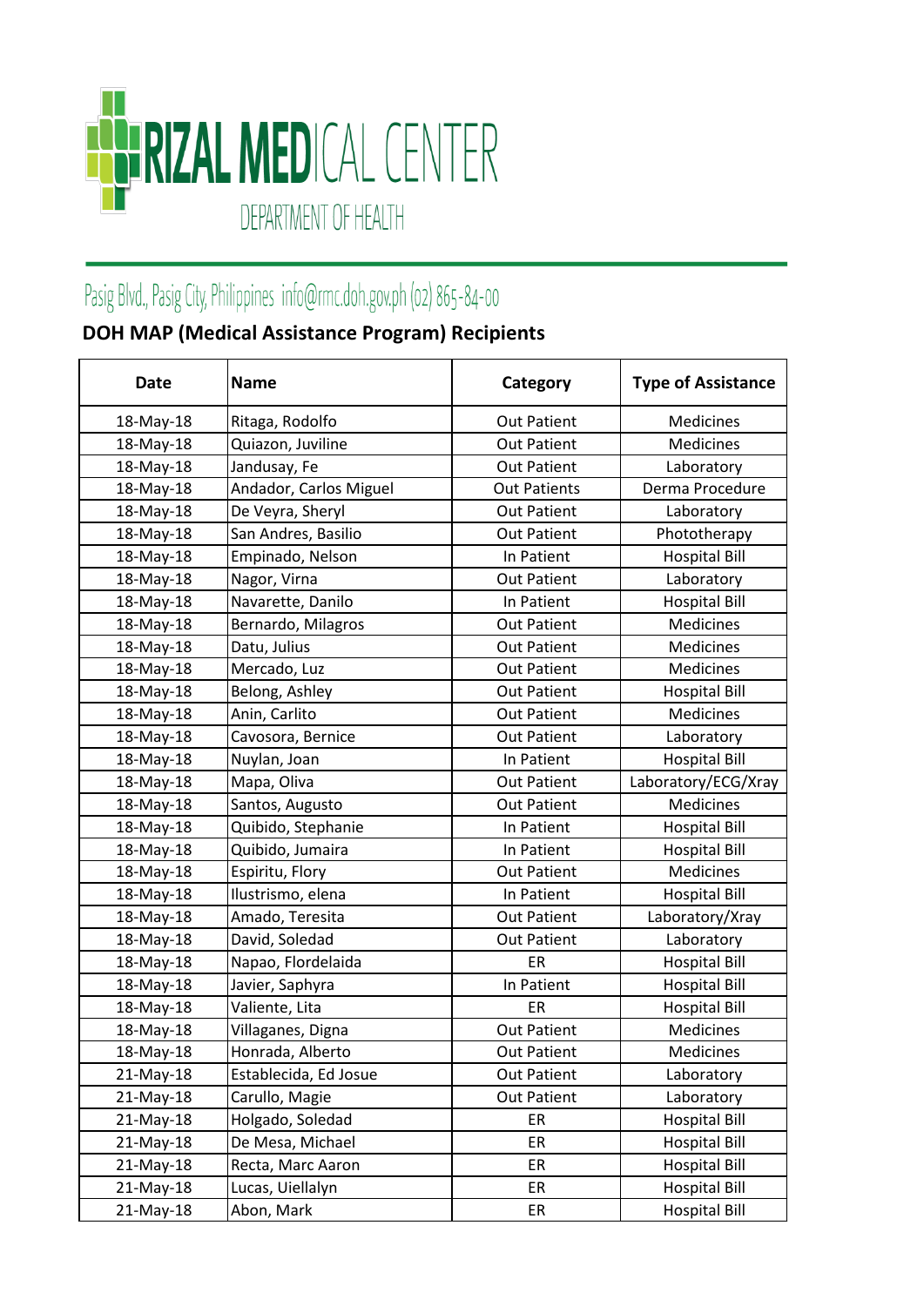# RIZAL MEDICAL CENTER

DEPARTMENT OF HEALTH

Pasig Blvd., Pasig City, Philippines info@rmc.doh.gov.ph (02) 865-84-00

## DOH MAP (Medical Assistance Program) Recipients

| Date | Name | Category | Type of Assistance |
|---|---|---|---|
| 18-May-18 | Ritaga, Rodolfo | Out Patient | Medicines |
| 18-May-18 | Quiazon, Juviline | Out Patient | Medicines |
| 18-May-18 | Jandusay, Fe | Out Patient | Laboratory |
| 18-May-18 | Andador, Carlos Miguel | Out Patients | Derma Procedure |
| 18-May-18 | De Veyra, Sheryl | Out Patient | Laboratory |
| 18-May-18 | San Andres, Basilio | Out Patient | Phototherapy |
| 18-May-18 | Empinado, Nelson | In Patient | Hospital Bill |
| 18-May-18 | Nagor, Virna | Out Patient | Laboratory |
| 18-May-18 | Navarette, Danilo | In Patient | Hospital Bill |
| 18-May-18 | Bernardo, Milagros | Out Patient | Medicines |
| 18-May-18 | Datu, Julius | Out Patient | Medicines |
| 18-May-18 | Mercado, Luz | Out Patient | Medicines |
| 18-May-18 | Belong, Ashley | Out Patient | Hospital Bill |
| 18-May-18 | Anin, Carlito | Out Patient | Medicines |
| 18-May-18 | Cavosora, Bernice | Out Patient | Laboratory |
| 18-May-18 | Nuylan, Joan | In Patient | Hospital Bill |
| 18-May-18 | Mapa, Oliva | Out Patient | Laboratory/ECG/Xray |
| 18-May-18 | Santos, Augusto | Out Patient | Medicines |
| 18-May-18 | Quibido, Stephanie | In Patient | Hospital Bill |
| 18-May-18 | Quibido, Jumaira | In Patient | Hospital Bill |
| 18-May-18 | Espiritu, Flory | Out Patient | Medicines |
| 18-May-18 | Ilustrismo, elena | In Patient | Hospital Bill |
| 18-May-18 | Amado, Teresita | Out Patient | Laboratory/Xray |
| 18-May-18 | David, Soledad | Out Patient | Laboratory |
| 18-May-18 | Napao, Flordelaida | ER | Hospital Bill |
| 18-May-18 | Javier, Saphyra | In Patient | Hospital Bill |
| 18-May-18 | Valiente, Lita | ER | Hospital Bill |
| 18-May-18 | Villaganes, Digna | Out Patient | Medicines |
| 18-May-18 | Honrada, Alberto | Out Patient | Medicines |
| 21-May-18 | Establecida, Ed Josue | Out Patient | Laboratory |
| 21-May-18 | Carullo, Magie | Out Patient | Laboratory |
| 21-May-18 | Holgado, Soledad | ER | Hospital Bill |
| 21-May-18 | De Mesa, Michael | ER | Hospital Bill |
| 21-May-18 | Recta, Marc Aaron | ER | Hospital Bill |
| 21-May-18 | Lucas, Uiellalyn | ER | Hospital Bill |
| 21-May-18 | Abon, Mark | ER | Hospital Bill |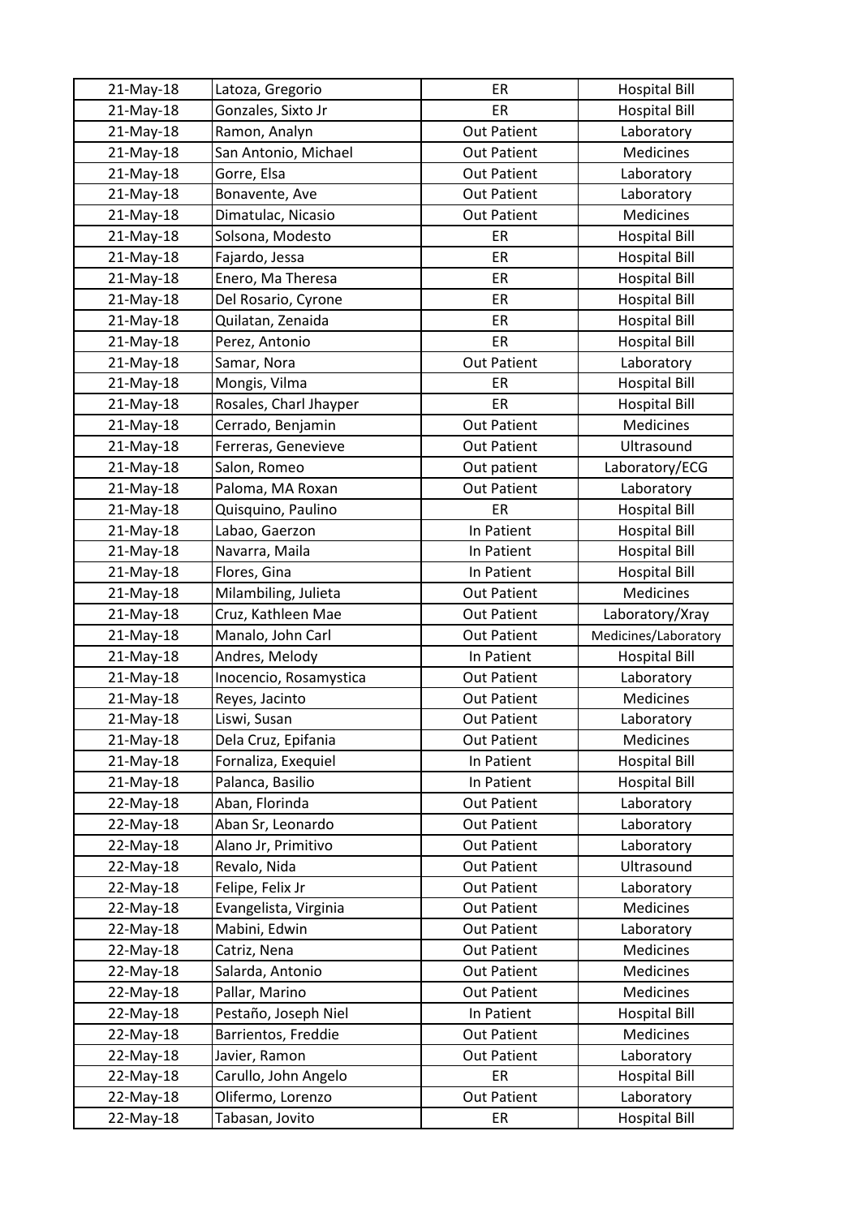| 21-May-18 | Latoza, Gregorio | ER | Hospital Bill |
|---|---|---|---|
| 21-May-18 | Gonzales, Sixto Jr | ER | Hospital Bill |
| 21-May-18 | Ramon, Analyn | Out Patient | Laboratory |
| 21-May-18 | San Antonio, Michael | Out Patient | Medicines |
| 21-May-18 | Gorre, Elsa | Out Patient | Laboratory |
| 21-May-18 | Bonavente, Ave | Out Patient | Laboratory |
| 21-May-18 | Dimatulac, Nicasio | Out Patient | Medicines |
| 21-May-18 | Solsona, Modesto | ER | Hospital Bill |
| 21-May-18 | Fajardo, Jessa | ER | Hospital Bill |
| 21-May-18 | Enero, Ma Theresa | ER | Hospital Bill |
| 21-May-18 | Del Rosario, Cyrone | ER | Hospital Bill |
| 21-May-18 | Quilatan, Zenaida | ER | Hospital Bill |
| 21-May-18 | Perez, Antonio | ER | Hospital Bill |
| 21-May-18 | Samar, Nora | Out Patient | Laboratory |
| 21-May-18 | Mongis, Vilma | ER | Hospital Bill |
| 21-May-18 | Rosales, Charl Jhayper | ER | Hospital Bill |
| 21-May-18 | Cerrado, Benjamin | Out Patient | Medicines |
| 21-May-18 | Ferreras, Genevieve | Out Patient | Ultrasound |
| 21-May-18 | Salon, Romeo | Out patient | Laboratory/ECG |
| 21-May-18 | Paloma, MA Roxan | Out Patient | Laboratory |
| 21-May-18 | Quisquino, Paulino | ER | Hospital Bill |
| 21-May-18 | Labao, Gaerzon | In Patient | Hospital Bill |
| 21-May-18 | Navarra, Maila | In Patient | Hospital Bill |
| 21-May-18 | Flores, Gina | In Patient | Hospital Bill |
| 21-May-18 | Milambiling, Julieta | Out Patient | Medicines |
| 21-May-18 | Cruz, Kathleen Mae | Out Patient | Laboratory/Xray |
| 21-May-18 | Manalo, John Carl | Out Patient | Medicines/Laboratory |
| 21-May-18 | Andres, Melody | In Patient | Hospital Bill |
| 21-May-18 | Inocencio, Rosamystica | Out Patient | Laboratory |
| 21-May-18 | Reyes, Jacinto | Out Patient | Medicines |
| 21-May-18 | Liswi, Susan | Out Patient | Laboratory |
| 21-May-18 | Dela Cruz, Epifania | Out Patient | Medicines |
| 21-May-18 | Fornaliza, Exequiel | In Patient | Hospital Bill |
| 21-May-18 | Palanca, Basilio | In Patient | Hospital Bill |
| 22-May-18 | Aban, Florinda | Out Patient | Laboratory |
| 22-May-18 | Aban Sr, Leonardo | Out Patient | Laboratory |
| 22-May-18 | Alano Jr, Primitivo | Out Patient | Laboratory |
| 22-May-18 | Revalo, Nida | Out Patient | Ultrasound |
| 22-May-18 | Felipe, Felix Jr | Out Patient | Laboratory |
| 22-May-18 | Evangelista, Virginia | Out Patient | Medicines |
| 22-May-18 | Mabini, Edwin | Out Patient | Laboratory |
| 22-May-18 | Catriz, Nena | Out Patient | Medicines |
| 22-May-18 | Salarda, Antonio | Out Patient | Medicines |
| 22-May-18 | Pallar, Marino | Out Patient | Medicines |
| 22-May-18 | Pestaño, Joseph Niel | In Patient | Hospital Bill |
| 22-May-18 | Barrientos, Freddie | Out Patient | Medicines |
| 22-May-18 | Javier, Ramon | Out Patient | Laboratory |
| 22-May-18 | Carullo, John Angelo | ER | Hospital Bill |
| 22-May-18 | Olifermo, Lorenzo | Out Patient | Laboratory |
| 22-May-18 | Tabasan, Jovito | ER | Hospital Bill |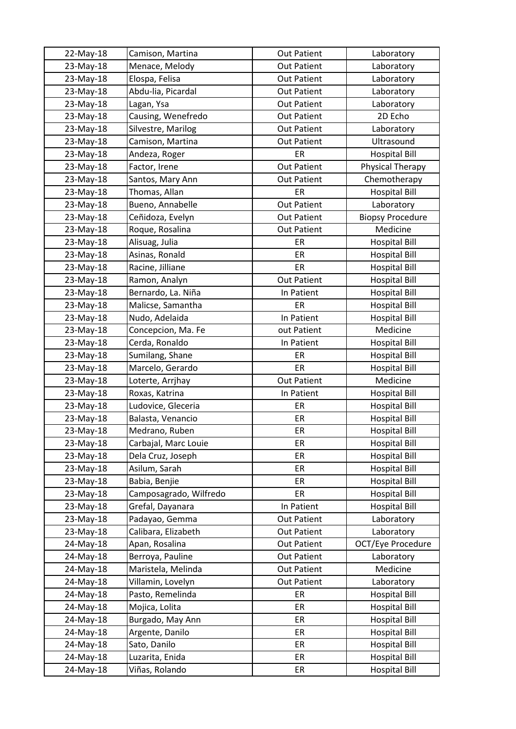| 22-May-18 | Camison, Martina | Out Patient | Laboratory |
|---|---|---|---|
| 23-May-18 | Menace, Melody | Out Patient | Laboratory |
| 23-May-18 | Elospa, Felisa | Out Patient | Laboratory |
| 23-May-18 | Abdu-lia, Picardal | Out Patient | Laboratory |
| 23-May-18 | Lagan, Ysa | Out Patient | Laboratory |
| 23-May-18 | Causing, Wenefredo | Out Patient | 2D Echo |
| 23-May-18 | Silvestre, Marilog | Out Patient | Laboratory |
| 23-May-18 | Camison, Martina | Out Patient | Ultrasound |
| 23-May-18 | Andeza, Roger | ER | Hospital Bill |
| 23-May-18 | Factor, Irene | Out Patient | Physical Therapy |
| 23-May-18 | Santos, Mary Ann | Out Patient | Chemotherapy |
| 23-May-18 | Thomas, Allan | ER | Hospital Bill |
| 23-May-18 | Bueno, Annabelle | Out Patient | Laboratory |
| 23-May-18 | Ceñidoza, Evelyn | Out Patient | Biopsy Procedure |
| 23-May-18 | Roque, Rosalina | Out Patient | Medicine |
| 23-May-18 | Alisuag, Julia | ER | Hospital Bill |
| 23-May-18 | Asinas, Ronald | ER | Hospital Bill |
| 23-May-18 | Racine, Jilliane | ER | Hospital Bill |
| 23-May-18 | Ramon, Analyn | Out Patient | Hospital Bill |
| 23-May-18 | Bernardo, La. Niña | In Patient | Hospital Bill |
| 23-May-18 | Malicse, Samantha | ER | Hospital Bill |
| 23-May-18 | Nudo, Adelaida | In Patient | Hospital Bill |
| 23-May-18 | Concepcion, Ma. Fe | out Patient | Medicine |
| 23-May-18 | Cerda, Ronaldo | In Patient | Hospital Bill |
| 23-May-18 | Sumilang, Shane | ER | Hospital Bill |
| 23-May-18 | Marcelo, Gerardo | ER | Hospital Bill |
| 23-May-18 | Loterte, Arrjhay | Out Patient | Medicine |
| 23-May-18 | Roxas, Katrina | In Patient | Hospital Bill |
| 23-May-18 | Ludovice, Gleceria | ER | Hospital Bill |
| 23-May-18 | Balasta, Venancio | ER | Hospital Bill |
| 23-May-18 | Medrano, Ruben | ER | Hospital Bill |
| 23-May-18 | Carbajal, Marc Louie | ER | Hospital Bill |
| 23-May-18 | Dela Cruz, Joseph | ER | Hospital Bill |
| 23-May-18 | Asilum, Sarah | ER | Hospital Bill |
| 23-May-18 | Babia, Benjie | ER | Hospital Bill |
| 23-May-18 | Camposagrado, Wilfredo | ER | Hospital Bill |
| 23-May-18 | Grefal, Dayanara | In Patient | Hospital Bill |
| 23-May-18 | Padayao, Gemma | Out Patient | Laboratory |
| 23-May-18 | Calibara, Elizabeth | Out Patient | Laboratory |
| 24-May-18 | Apan, Rosalina | Out Patient | OCT/Eye Procedure |
| 24-May-18 | Berroya, Pauline | Out Patient | Laboratory |
| 24-May-18 | Maristela, Melinda | Out Patient | Medicine |
| 24-May-18 | Villamin, Lovelyn | Out Patient | Laboratory |
| 24-May-18 | Pasto, Remelinda | ER | Hospital Bill |
| 24-May-18 | Mojica, Lolita | ER | Hospital Bill |
| 24-May-18 | Burgado, May Ann | ER | Hospital Bill |
| 24-May-18 | Argente, Danilo | ER | Hospital Bill |
| 24-May-18 | Sato, Danilo | ER | Hospital Bill |
| 24-May-18 | Luzarita, Enida | ER | Hospital Bill |
| 24-May-18 | Viñas, Rolando | ER | Hospital Bill |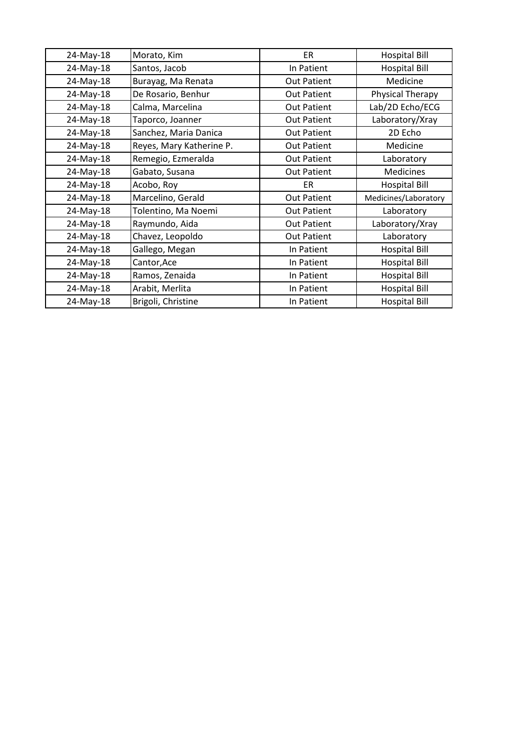| | | | |
|---|---|---|---|
| 24-May-18 | Morato, Kim | ER | Hospital Bill |
| 24-May-18 | Santos, Jacob | In Patient | Hospital Bill |
| 24-May-18 | Burayag, Ma Renata | Out Patient | Medicine |
| 24-May-18 | De Rosario, Benhur | Out Patient | Physical Therapy |
| 24-May-18 | Calma, Marcelina | Out Patient | Lab/2D Echo/ECG |
| 24-May-18 | Taporco, Joanner | Out Patient | Laboratory/Xray |
| 24-May-18 | Sanchez, Maria Danica | Out Patient | 2D Echo |
| 24-May-18 | Reyes, Mary Katherine P. | Out Patient | Medicine |
| 24-May-18 | Remegio, Ezmeralda | Out Patient | Laboratory |
| 24-May-18 | Gabato, Susana | Out Patient | Medicines |
| 24-May-18 | Acobo, Roy | ER | Hospital Bill |
| 24-May-18 | Marcelino, Gerald | Out Patient | Medicines/Laboratory |
| 24-May-18 | Tolentino, Ma Noemi | Out Patient | Laboratory |
| 24-May-18 | Raymundo, Aida | Out Patient | Laboratory/Xray |
| 24-May-18 | Chavez, Leopoldo | Out Patient | Laboratory |
| 24-May-18 | Gallego, Megan | In Patient | Hospital Bill |
| 24-May-18 | Cantor,Ace | In Patient | Hospital Bill |
| 24-May-18 | Ramos, Zenaida | In Patient | Hospital Bill |
| 24-May-18 | Arabit, Merlita | In Patient | Hospital Bill |
| 24-May-18 | Brigoli, Christine | In Patient | Hospital Bill |